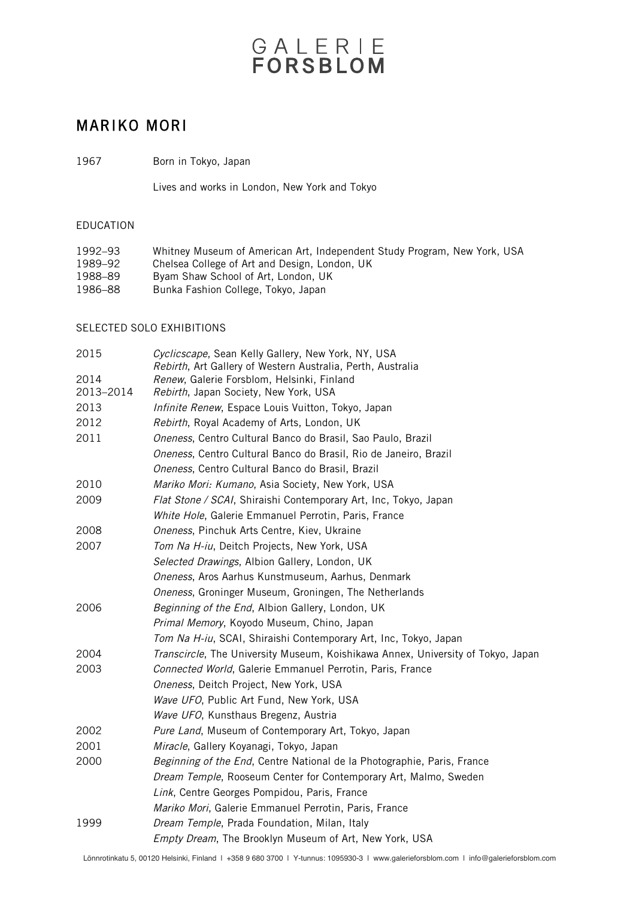GALERIE
FORSBLOM

# MARIKO MORI

1967 Born in Tokyo, Japan

Lives and works in London, New York and Tokyo

## EDUCATION

| | |
|---|---|
| 1992–93 | Whitney Museum of American Art, Independent Study Program, New York, USA |
| 1989–92 | Chelsea College of Art and Design, London, UK |
| 1988–89 | Byam Shaw School of Art, London, UK |
| 1986–88 | Bunka Fashion College, Tokyo, Japan |

## SELECTED SOLO EXHIBITIONS

| | |
|---|---|
| 2015 | *Cyclicscape*, Sean Kelly Gallery, New York, NY, USA |
| | *Rebirth*, Art Gallery of Western Australia, Perth, Australia |
| 2014 | *Renew*, Galerie Forsblom, Helsinki, Finland |
| 2013–2014 | *Rebirth*, Japan Society, New York, USA |
| 2013 | *Infinite Renew*, Espace Louis Vuitton, Tokyo, Japan |
| 2012 | *Rebirth*, Royal Academy of Arts, London, UK |
| 2011 | *Oneness*, Centro Cultural Banco do Brasil, Sao Paulo, Brazil |
| | *Oneness*, Centro Cultural Banco do Brasil, Rio de Janeiro, Brazil |
| | *Oneness*, Centro Cultural Banco do Brasil, Brazil |
| 2010 | *Mariko Mori: Kumano*, Asia Society, New York, USA |
| 2009 | *Flat Stone / SCAI*, Shiraishi Contemporary Art, Inc, Tokyo, Japan |
| | *White Hole*, Galerie Emmanuel Perrotin, Paris, France |
| 2008 | *Oneness*, Pinchuk Arts Centre, Kiev, Ukraine |
| 2007 | *Tom Na H-iu*, Deitch Projects, New York, USA |
| | *Selected Drawings*, Albion Gallery, London, UK |
| | *Oneness*, Aros Aarhus Kunstmuseum, Aarhus, Denmark |
| | *Oneness*, Groninger Museum, Groningen, The Netherlands |
| 2006 | *Beginning of the End*, Albion Gallery, London, UK |
| | *Primal Memory*, Koyodo Museum, Chino, Japan |
| | *Tom Na H-iu*, SCAI, Shiraishi Contemporary Art, Inc, Tokyo, Japan |
| 2004 | *Transcircle*, The University Museum, Koishikawa Annex, University of Tokyo, Japan |
| 2003 | *Connected World*, Galerie Emmanuel Perrotin, Paris, France |
| | *Oneness*, Deitch Project, New York, USA |
| | *Wave UFO*, Public Art Fund, New York, USA |
| | *Wave UFO*, Kunsthaus Bregenz, Austria |
| 2002 | *Pure Land*, Museum of Contemporary Art, Tokyo, Japan |
| 2001 | *Miracle*, Gallery Koyanagi, Tokyo, Japan |
| 2000 | *Beginning of the End*, Centre National de la Photographie, Paris, France |
| | *Dream Temple*, Rooseum Center for Contemporary Art, Malmo, Sweden |
| | *Link*, Centre Georges Pompidou, Paris, France |
| | *Mariko Mori*, Galerie Emmanuel Perrotin, Paris, France |
| 1999 | *Dream Temple*, Prada Foundation, Milan, Italy |
| | *Empty Dream*, The Brooklyn Museum of Art, New York, USA |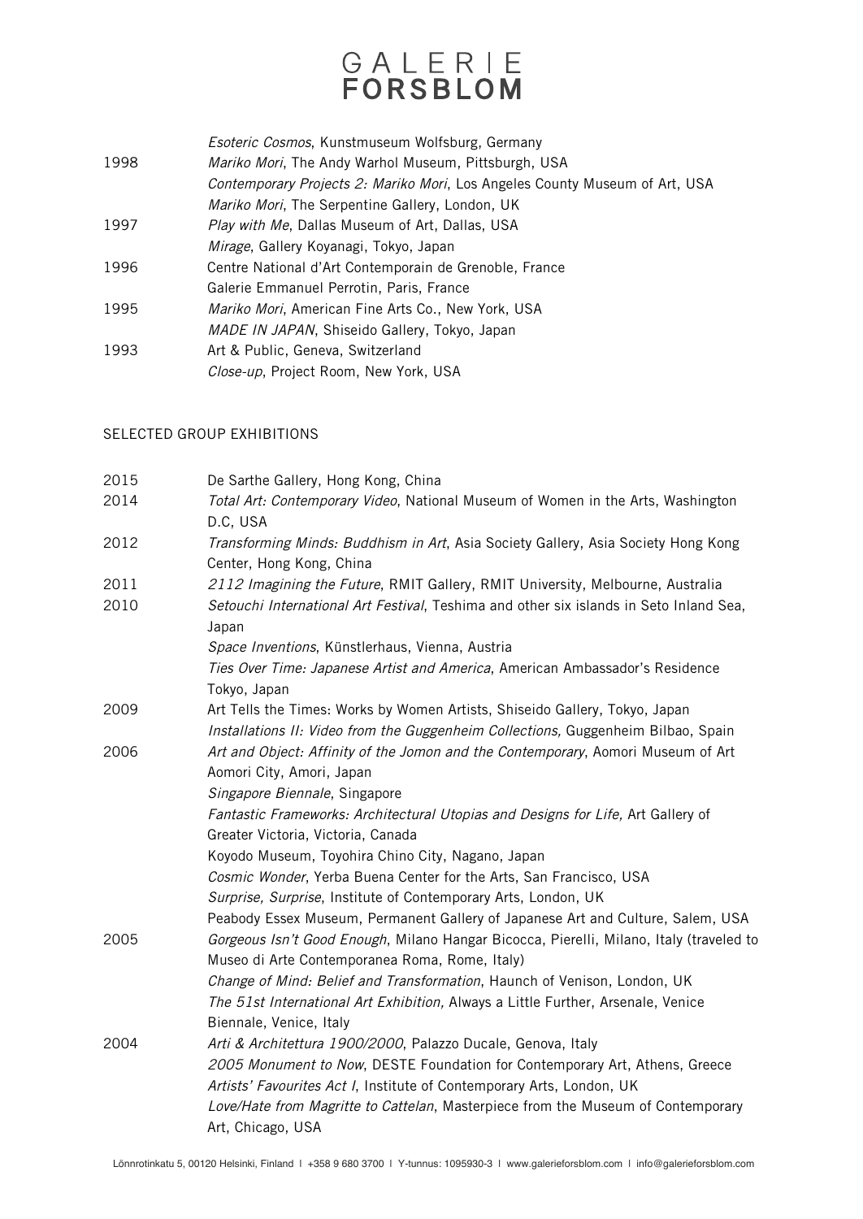| | |
|---|---|
| | *Esoteric Cosmos*, Kunstmuseum Wolfsburg, Germany |
| 1998 | *Mariko Mori*, The Andy Warhol Museum, Pittsburgh, USA |
| | *Contemporary Projects 2: Mariko Mori*, Los Angeles County Museum of Art, USA |
| | *Mariko Mori*, The Serpentine Gallery, London, UK |
| 1997 | *Play with Me*, Dallas Museum of Art, Dallas, USA |
| | *Mirage*, Gallery Koyanagi, Tokyo, Japan |
| 1996 | Centre National d'Art Contemporain de Grenoble, France |
| | Galerie Emmanuel Perrotin, Paris, France |
| 1995 | *Mariko Mori*, American Fine Arts Co., New York, USA |
| | *MADE IN JAPAN*, Shiseido Gallery, Tokyo, Japan |
| 1993 | Art & Public, Geneva, Switzerland |
| | *Close-up*, Project Room, New York, USA |

## SELECTED GROUP EXHIBITIONS

| | |
|---|---|
| 2015 | De Sarthe Gallery, Hong Kong, China |
| 2014 | *Total Art: Contemporary Video*, National Museum of Women in the Arts, Washington D.C, USA |
| 2012 | *Transforming Minds: Buddhism in Art*, Asia Society Gallery, Asia Society Hong Kong Center, Hong Kong, China |
| 2011 | *2112 Imagining the Future*, RMIT Gallery, RMIT University, Melbourne, Australia |
| 2010 | *Setouchi International Art Festival*, Teshima and other six islands in Seto Inland Sea, Japan |
| | *Space Inventions*, Künstlerhaus, Vienna, Austria |
| | *Ties Over Time: Japanese Artist and America*, American Ambassador's Residence Tokyo, Japan |
| 2009 | Art Tells the Times: Works by Women Artists, Shiseido Gallery, Tokyo, Japan |
| | *Installations II: Video from the Guggenheim Collections,* Guggenheim Bilbao, Spain |
| 2006 | *Art and Object: Affinity of the Jomon and the Contemporary*, Aomori Museum of Art Aomori City, Amori, Japan |
| | *Singapore Biennale*, Singapore |
| | *Fantastic Frameworks: Architectural Utopias and Designs for Life,* Art Gallery of Greater Victoria, Victoria, Canada |
| | Koyodo Museum, Toyohira Chino City, Nagano, Japan |
| | *Cosmic Wonder*, Yerba Buena Center for the Arts, San Francisco, USA |
| | *Surprise, Surprise*, Institute of Contemporary Arts, London, UK |
| | Peabody Essex Museum, Permanent Gallery of Japanese Art and Culture, Salem, USA |
| 2005 | *Gorgeous Isn't Good Enough*, Milano Hangar Bicocca, Pierelli, Milano, Italy (traveled to Museo di Arte Contemporanea Roma, Rome, Italy) |
| | *Change of Mind: Belief and Transformation*, Haunch of Venison, London, UK |
| | *The 51st International Art Exhibition,* Always a Little Further, Arsenale, Venice Biennale, Venice, Italy |
| 2004 | *Arti & Architettura 1900/2000*, Palazzo Ducale, Genova, Italy |
| | *2005 Monument to Now*, DESTE Foundation for Contemporary Art, Athens, Greece |
| | *Artists' Favourites Act I*, Institute of Contemporary Arts, London, UK |
| | *Love/Hate from Magritte to Cattelan*, Masterpiece from the Museum of Contemporary Art, Chicago, USA |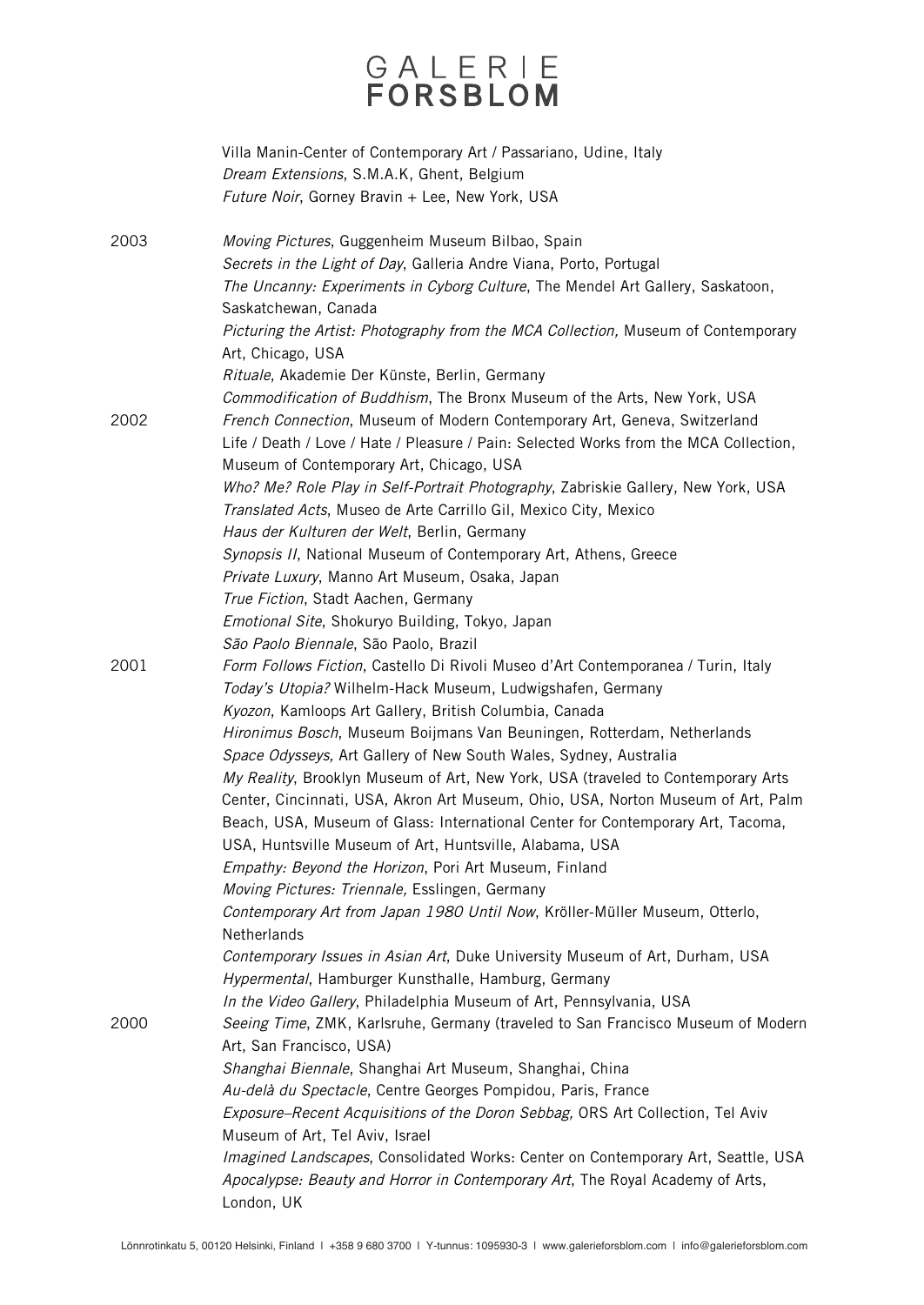Villa Manin-Center of Contemporary Art / Passariano, Udine, Italy
*Dream Extensions*, S.M.A.K, Ghent, Belgium
*Future Noir*, Gorney Bravin + Lee, New York, USA

2003
*Moving Pictures*, Guggenheim Museum Bilbao, Spain
*Secrets in the Light of Day*, Galleria Andre Viana, Porto, Portugal
*The Uncanny: Experiments in Cyborg Culture*, The Mendel Art Gallery, Saskatoon, Saskatchewan, Canada
*Picturing the Artist: Photography from the MCA Collection,* Museum of Contemporary Art, Chicago, USA
*Rituale*, Akademie Der Künste, Berlin, Germany
*Commodification of Buddhism*, The Bronx Museum of the Arts, New York, USA

2002
*French Connection*, Museum of Modern Contemporary Art, Geneva, Switzerland
Life / Death / Love / Hate / Pleasure / Pain: Selected Works from the MCA Collection, Museum of Contemporary Art, Chicago, USA
*Who? Me? Role Play in Self-Portrait Photography*, Zabriskie Gallery, New York, USA
*Translated Acts*, Museo de Arte Carrillo Gil, Mexico City, Mexico
*Haus der Kulturen der Welt*, Berlin, Germany
*Synopsis II*, National Museum of Contemporary Art, Athens, Greece
*Private Luxury*, Manno Art Museum, Osaka, Japan
*True Fiction*, Stadt Aachen, Germany
*Emotional Site*, Shokuryo Building, Tokyo, Japan
*São Paolo Biennale*, São Paolo, Brazil

2001
*Form Follows Fiction*, Castello Di Rivoli Museo d'Art Contemporanea / Turin, Italy
*Today's Utopia?* Wilhelm-Hack Museum, Ludwigshafen, Germany
*Kyozon*, Kamloops Art Gallery, British Columbia, Canada
*Hironimus Bosch*, Museum Boijmans Van Beuningen, Rotterdam, Netherlands
*Space Odysseys,* Art Gallery of New South Wales, Sydney, Australia
*My Reality*, Brooklyn Museum of Art, New York, USA (traveled to Contemporary Arts Center, Cincinnati, USA, Akron Art Museum, Ohio, USA, Norton Museum of Art, Palm Beach, USA, Museum of Glass: International Center for Contemporary Art, Tacoma, USA, Huntsville Museum of Art, Huntsville, Alabama, USA
*Empathy: Beyond the Horizon*, Pori Art Museum, Finland
*Moving Pictures: Triennale,* Esslingen, Germany
*Contemporary Art from Japan 1980 Until Now*, Kröller-Müller Museum, Otterlo, Netherlands
*Contemporary Issues in Asian Art*, Duke University Museum of Art, Durham, USA
*Hypermental*, Hamburger Kunsthalle, Hamburg, Germany
*In the Video Gallery*, Philadelphia Museum of Art, Pennsylvania, USA

2000
*Seeing Time*, ZMK, Karlsruhe, Germany (traveled to San Francisco Museum of Modern Art, San Francisco, USA)
*Shanghai Biennale*, Shanghai Art Museum, Shanghai, China
*Au-delà du Spectacle*, Centre Georges Pompidou, Paris, France
*Exposure–Recent Acquisitions of the Doron Sebbag,* ORS Art Collection, Tel Aviv Museum of Art, Tel Aviv, Israel
*Imagined Landscapes*, Consolidated Works: Center on Contemporary Art, Seattle, USA
*Apocalypse: Beauty and Horror in Contemporary Art*, The Royal Academy of Arts, London, UK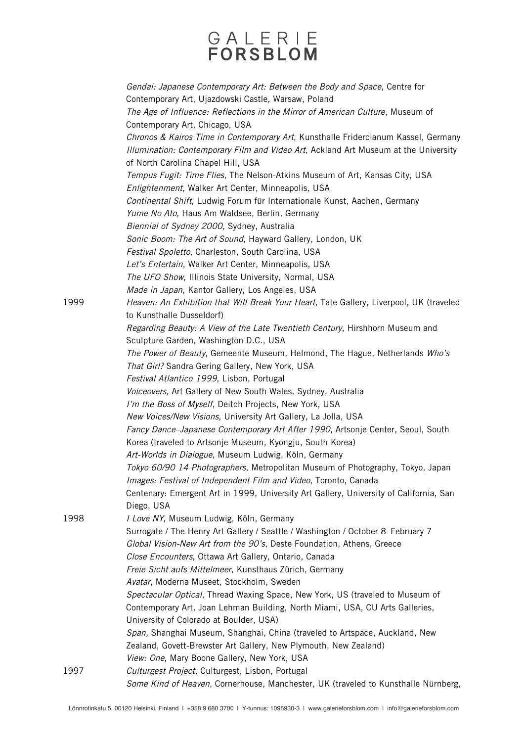*Gendai: Japanese Contemporary Art: Between the Body and Space*, Centre for Contemporary Art, Ujazdowski Castle, Warsaw, Poland
*The Age of Influence: Reflections in the Mirror of American Culture*, Museum of Contemporary Art, Chicago, USA
*Chronos & Kairos Time in Contemporary Art*, Kunsthalle Fridercianum Kassel, Germany
*Illumination: Contemporary Film and Video Art*, Ackland Art Museum at the University of North Carolina Chapel Hill, USA
*Tempus Fugit: Time Flies*, The Nelson-Atkins Museum of Art, Kansas City, USA
*Enlightenment*, Walker Art Center, Minneapolis, USA
*Continental Shift*, Ludwig Forum für Internationale Kunst, Aachen, Germany
*Yume No Ato*, Haus Am Waldsee, Berlin, Germany
*Biennial of Sydney 2000*, Sydney, Australia
*Sonic Boom: The Art of Sound*, Hayward Gallery, London, UK
*Festival Spoletto*, Charleston, South Carolina, USA
*Let's Entertain*, Walker Art Center, Minneapolis, USA
*The UFO Show*, Illinois State University, Normal, USA
*Made in Japan*, Kantor Gallery, Los Angeles, USA

**1999**

*Heaven: An Exhibition that Will Break Your Heart*, Tate Gallery, Liverpool, UK (traveled to Kunsthalle Dusseldorf)
*Regarding Beauty: A View of the Late Twentieth Century*, Hirshhorn Museum and Sculpture Garden, Washington D.C., USA
*The Power of Beauty*, Gemeente Museum, Helmond, The Hague, Netherlands *Who's That Girl?* Sandra Gering Gallery, New York, USA
*Festival Atlantico 1999*, Lisbon, Portugal
*Voiceovers,* Art Gallery of New South Wales, Sydney, Australia
*I'm the Boss of Myself*, Deitch Projects, New York, USA
*New Voices/New Visions*, University Art Gallery, La Jolla, USA
*Fancy Dance–Japanese Contemporary Art After 1990*, Artsonje Center, Seoul, South Korea (traveled to Artsonje Museum, Kyongju, South Korea)
*Art-Worlds in Dialogue*, Museum Ludwig, Köln, Germany
*Tokyo 60/90 14 Photographers*, Metropolitan Museum of Photography, Tokyo, Japan
*Images: Festival of Independent Film and Video*, Toronto, Canada
Centenary: Emergent Art in 1999, University Art Gallery, University of California, San Diego, USA

**1998**

*I Love NY*, Museum Ludwig, Köln, Germany
Surrogate / The Henry Art Gallery / Seattle / Washington / October 8–February 7
*Global Vision-New Art from the 90's*, Deste Foundation, Athens, Greece
*Close Encounters*, Ottawa Art Gallery, Ontario, Canada
*Freie Sicht aufs Mittelmeer*, Kunsthaus Zürich, Germany
*Avatar*, Moderna Museet, Stockholm, Sweden
*Spectacular Optical*, Thread Waxing Space, New York, US (traveled to Museum of Contemporary Art, Joan Lehman Building, North Miami, USA, CU Arts Galleries, University of Colorado at Boulder, USA)
*Span,* Shanghai Museum, Shanghai, China (traveled to Artspace, Auckland, New Zealand, Govett-Brewster Art Gallery, New Plymouth, New Zealand)
*View: One*, Mary Boone Gallery, New York, USA

**1997**

*Culturgest Project*, Culturgest, Lisbon, Portugal
*Some Kind of Heaven*, Cornerhouse, Manchester, UK (traveled to Kunsthalle Nürnberg,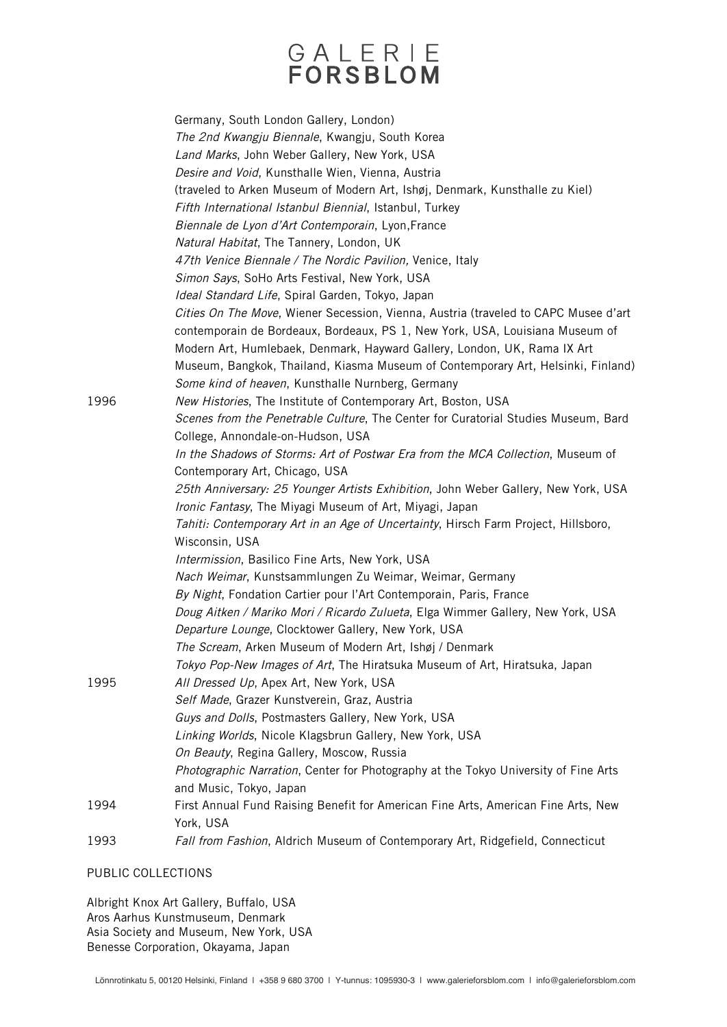Germany, South London Gallery, London)
*The 2nd Kwangju Biennale*, Kwangju, South Korea
*Land Marks*, John Weber Gallery, New York, USA
*Desire and Void*, Kunsthalle Wien, Vienna, Austria
(traveled to Arken Museum of Modern Art, Ishøj, Denmark, Kunsthalle zu Kiel)
*Fifth International Istanbul Biennial*, Istanbul, Turkey
*Biennale de Lyon d'Art Contemporain*, Lyon,France
*Natural Habitat*, The Tannery, London, UK
*47th Venice Biennale / The Nordic Pavilion,* Venice, Italy
*Simon Says*, SoHo Arts Festival, New York, USA
*Ideal Standard Life*, Spiral Garden, Tokyo, Japan
*Cities On The Move*, Wiener Secession, Vienna, Austria (traveled to CAPC Musee d'art contemporain de Bordeaux, Bordeaux, PS 1, New York, USA, Louisiana Museum of Modern Art, Humlebaek, Denmark, Hayward Gallery, London, UK, Rama IX Art Museum, Bangkok, Thailand, Kiasma Museum of Contemporary Art, Helsinki, Finland)
*Some kind of heaven*, Kunsthalle Nurnberg, Germany

1996
*New Histories*, The Institute of Contemporary Art, Boston, USA
*Scenes from the Penetrable Culture*, The Center for Curatorial Studies Museum, Bard College, Annondale-on-Hudson, USA
*In the Shadows of Storms: Art of Postwar Era from the MCA Collection*, Museum of Contemporary Art, Chicago, USA
*25th Anniversary: 25 Younger Artists Exhibition*, John Weber Gallery, New York, USA
*Ironic Fantasy*, The Miyagi Museum of Art, Miyagi, Japan
*Tahiti: Contemporary Art in an Age of Uncertainty*, Hirsch Farm Project, Hillsboro, Wisconsin, USA
*Intermission*, Basilico Fine Arts, New York, USA
*Nach Weimar*, Kunstsammlungen Zu Weimar, Weimar, Germany
*By Night*, Fondation Cartier pour l'Art Contemporain, Paris, France
*Doug Aitken / Mariko Mori / Ricardo Zulueta*, Elga Wimmer Gallery, New York, USA
*Departure Lounge*, Clocktower Gallery, New York, USA
*The Scream*, Arken Museum of Modern Art, Ishøj / Denmark
*Tokyo Pop-New Images of Art*, The Hiratsuka Museum of Art, Hiratsuka, Japan

1995
*All Dressed Up*, Apex Art, New York, USA
*Self Made*, Grazer Kunstverein, Graz, Austria
*Guys and Dolls*, Postmasters Gallery, New York, USA
*Linking Worlds*, Nicole Klagsbrun Gallery, New York, USA
*On Beauty*, Regina Gallery, Moscow, Russia
*Photographic Narration*, Center for Photography at the Tokyo University of Fine Arts and Music, Tokyo, Japan

1994
First Annual Fund Raising Benefit for American Fine Arts, American Fine Arts, New York, USA

1993
*Fall from Fashion*, Aldrich Museum of Contemporary Art, Ridgefield, Connecticut

## PUBLIC COLLECTIONS

Albright Knox Art Gallery, Buffalo, USA
Aros Aarhus Kunstmuseum, Denmark
Asia Society and Museum, New York, USA
Benesse Corporation, Okayama, Japan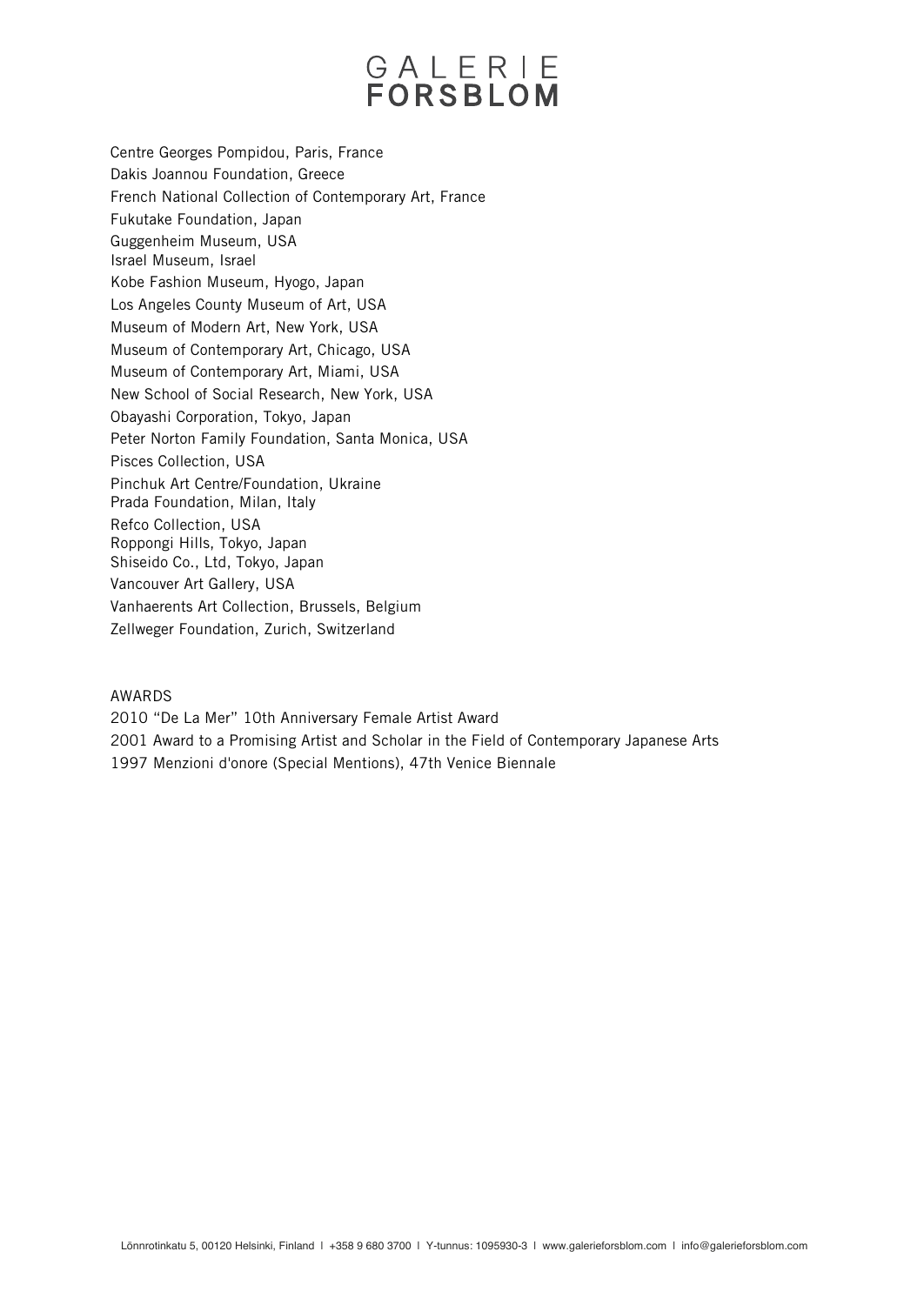Centre Georges Pompidou, Paris, France
Dakis Joannou Foundation, Greece
French National Collection of Contemporary Art, France
Fukutake Foundation, Japan
Guggenheim Museum, USA
Israel Museum, Israel
Kobe Fashion Museum, Hyogo, Japan
Los Angeles County Museum of Art, USA
Museum of Modern Art, New York, USA
Museum of Contemporary Art, Chicago, USA
Museum of Contemporary Art, Miami, USA
New School of Social Research, New York, USA
Obayashi Corporation, Tokyo, Japan
Peter Norton Family Foundation, Santa Monica, USA
Pisces Collection, USA
Pinchuk Art Centre/Foundation, Ukraine
Prada Foundation, Milan, Italy
Refco Collection, USA
Roppongi Hills, Tokyo, Japan
Shiseido Co., Ltd, Tokyo, Japan
Vancouver Art Gallery, USA
Vanhaerents Art Collection, Brussels, Belgium
Zellweger Foundation, Zurich, Switzerland

AWARDS

2010 "De La Mer" 10th Anniversary Female Artist Award
2001 Award to a Promising Artist and Scholar in the Field of Contemporary Japanese Arts
1997 Menzioni d'onore (Special Mentions), 47th Venice Biennale